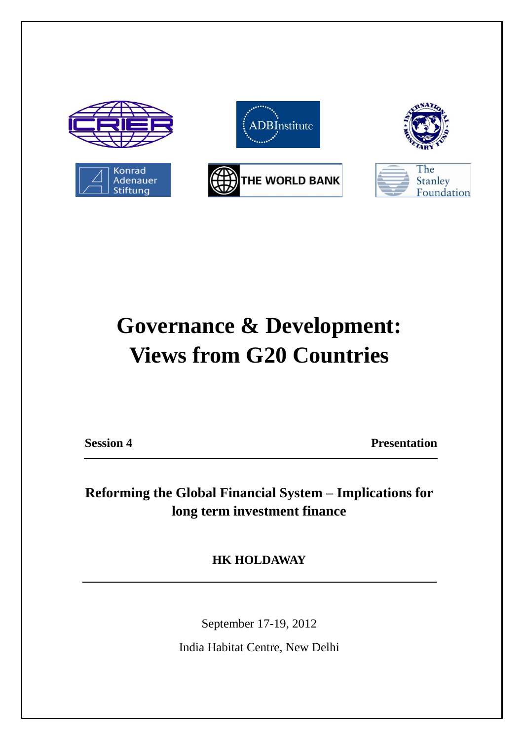# Governance & Development: Views from G20 Countries

**Session 4** **Presentation**

## Reforming the Global Financial System – Implications for long term investment finance

**HK HOLDAWAY**

September 17-19, 2012

India Habitat Centre, New Delhi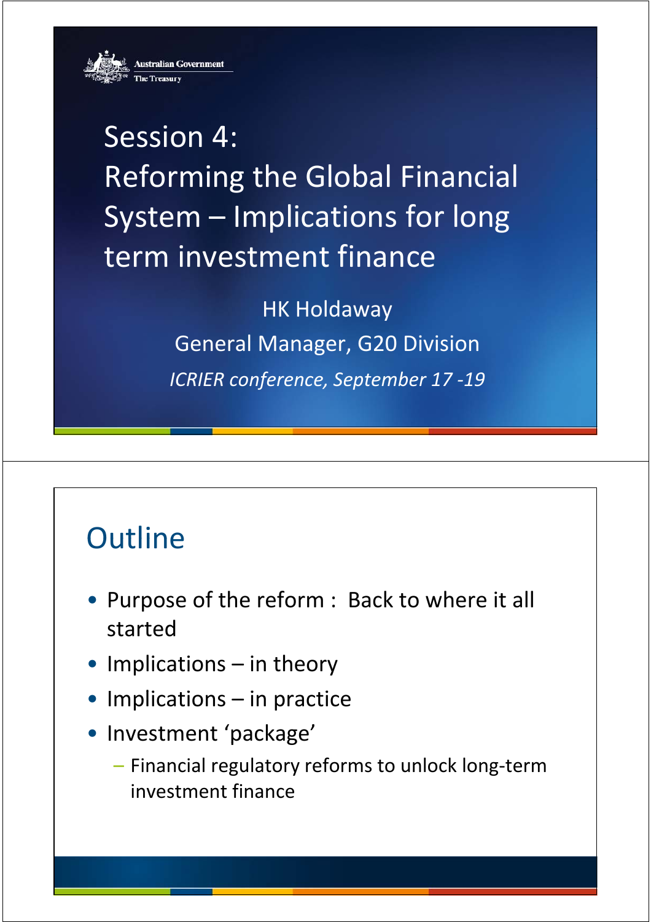Australian Government
The Treasury

# Session 4: Reforming the Global Financial System – Implications for long term investment finance

HK Holdaway

General Manager, G20 Division

*ICRIER conference, September 17 -19*

## Outline

- Purpose of the reform : Back to where it all started
- Implications – in theory
- Implications – in practice
- Investment 'package'
  - Financial regulatory reforms to unlock long-term investment finance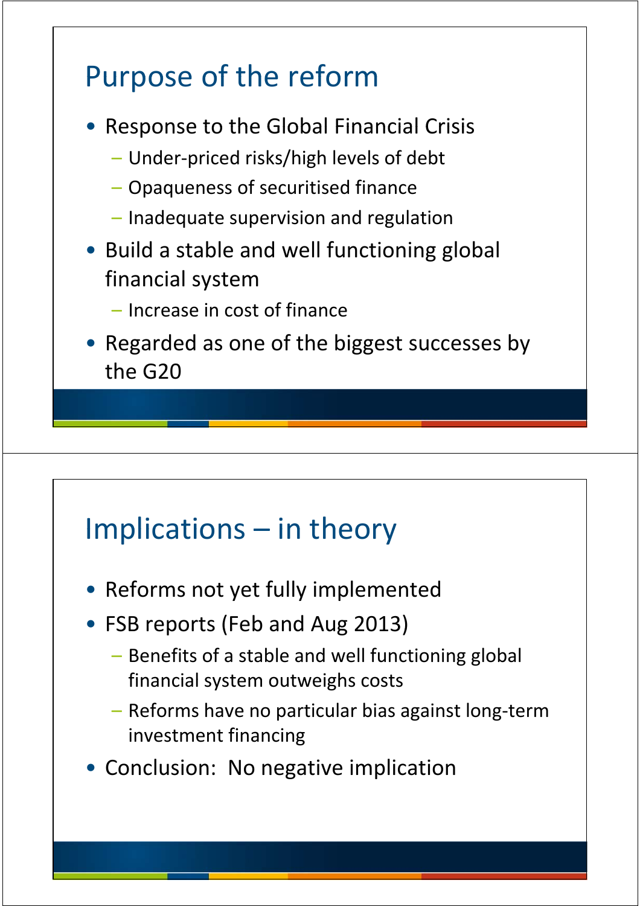## Purpose of the reform

- Response to the Global Financial Crisis
  - Under-priced risks/high levels of debt
  - Opaqueness of securitised finance
  - Inadequate supervision and regulation
- Build a stable and well functioning global financial system
  - Increase in cost of finance
- Regarded as one of the biggest successes by the G20

## Implications – in theory

- Reforms not yet fully implemented
- FSB reports (Feb and Aug 2013)
  - Benefits of a stable and well functioning global financial system outweighs costs
  - Reforms have no particular bias against long-term investment financing
- Conclusion: No negative implication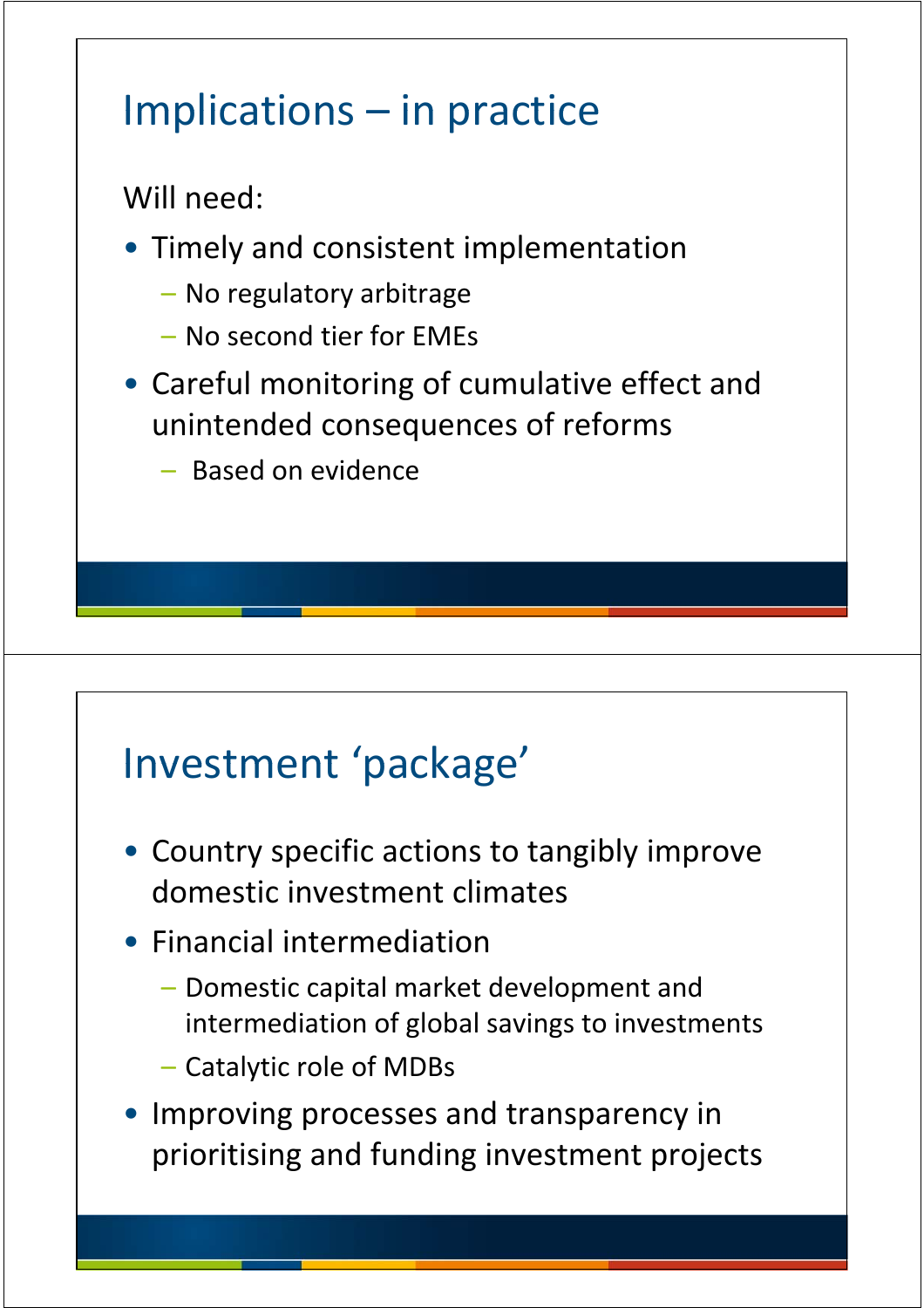## Implications – in practice

Will need:

- Timely and consistent implementation
  - No regulatory arbitrage
  - No second tier for EMEs
- Careful monitoring of cumulative effect and unintended consequences of reforms
  - Based on evidence

## Investment ‘package’

- Country specific actions to tangibly improve domestic investment climates
- Financial intermediation
  - Domestic capital market development and intermediation of global savings to investments
  - Catalytic role of MDBs
- Improving processes and transparency in prioritising and funding investment projects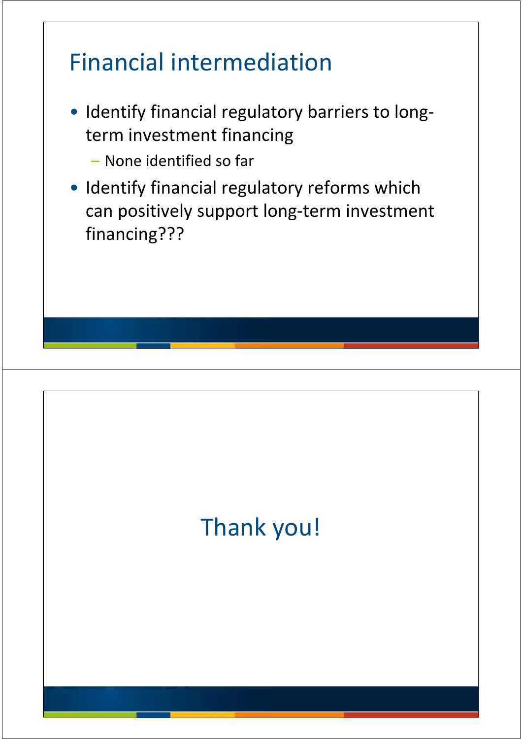## Financial intermediation

- Identify financial regulatory barriers to long-term investment financing
  - None identified so far
- Identify financial regulatory reforms which can positively support long-term investment financing???

## Thank you!